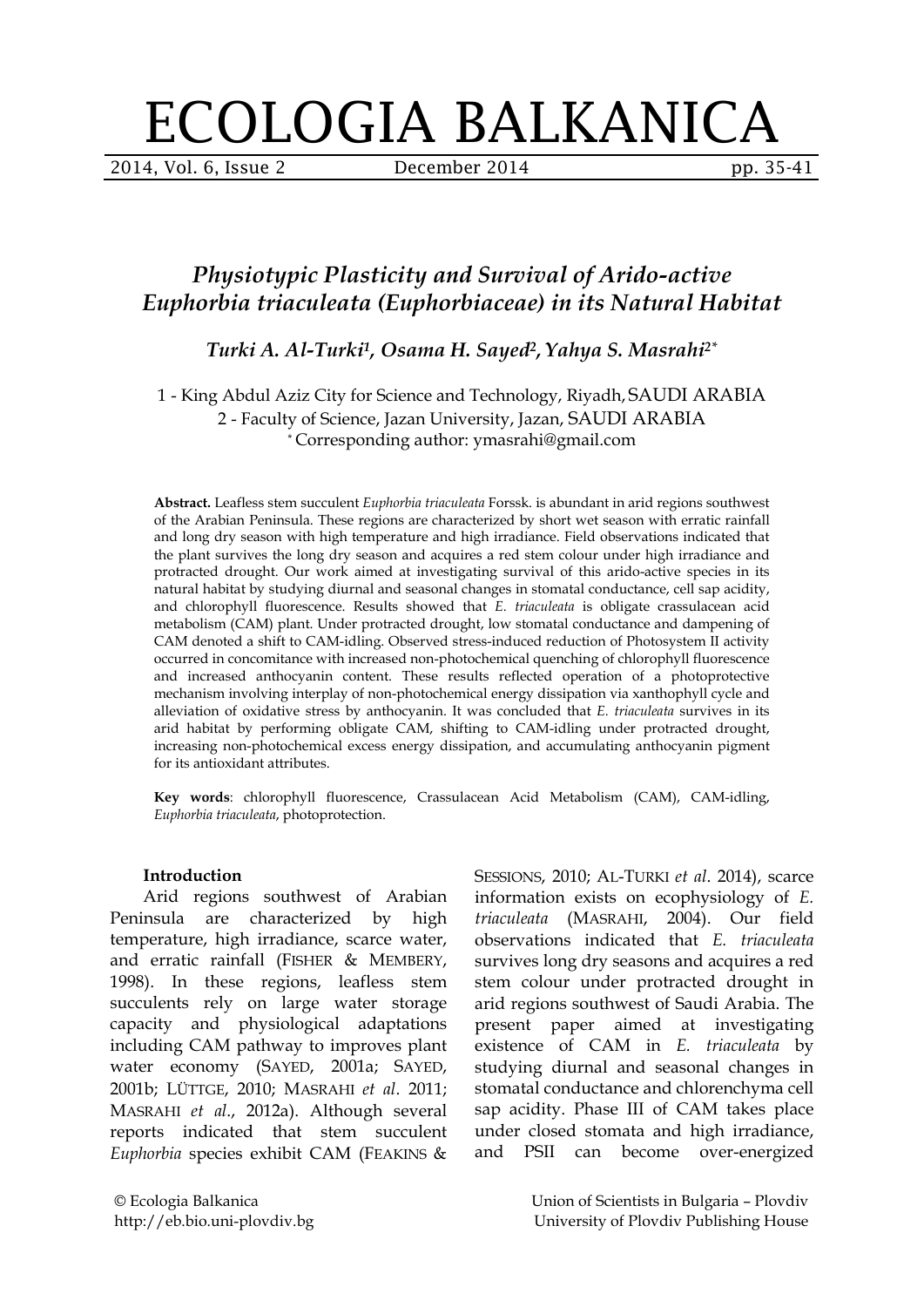# Physiotypic Plasticity and Survival of Arido-active *Euphorbia triaculeata* (Euphorbiaceae) in its Natural Habitat

***Turki A. Al-Turki*[1], *Osama H. Sayed*[2], *Yahya S. Masrahi*[2*]**

1 - King Abdul Aziz City for Science and Technology, Riyadh, SAUDI ARABIA
2 - Faculty of Science, Jazan University, Jazan, SAUDI ARABIA
[*] Corresponding author: ymasrahi@gmail.com

**Abstract.** Leafless stem succulent *Euphorbia triaculeata* Forssk. is abundant in arid regions southwest of the Arabian Peninsula. These regions are characterized by short wet season with erratic rainfall and long dry season with high temperature and high irradiance. Field observations indicated that the plant survives the long dry season and acquires a red stem colour under high irradiance and protracted drought. Our work aimed at investigating survival of this arido-active species in its natural habitat by studying diurnal and seasonal changes in stomatal conductance, cell sap acidity, and chlorophyll fluorescence. Results showed that *E. triaculeata* is obligate crassulacean acid metabolism (CAM) plant. Under protracted drought, low stomatal conductance and dampening of CAM denoted a shift to CAM-idling. Observed stress-induced reduction of Photosystem II activity occurred in concomitance with increased non-photochemical quenching of chlorophyll fluorescence and increased anthocyanin content. These results reflected operation of a photoprotective mechanism involving interplay of non-photochemical energy dissipation via xanthophyll cycle and alleviation of oxidative stress by anthocyanin. It was concluded that *E. triaculeata* survives in its arid habitat by performing obligate CAM, shifting to CAM-idling under protracted drought, increasing non-photochemical excess energy dissipation, and accumulating anthocyanin pigment for its antioxidant attributes.

**Key words**: chlorophyll fluorescence, Crassulacean Acid Metabolism (CAM), CAM-idling, *Euphorbia triaculeata*, photoprotection.

### Introduction

Arid regions southwest of Arabian Peninsula are characterized by high temperature, high irradiance, scarce water, and erratic rainfall (FISHER & MEMBERY, 1998). In these regions, leafless stem succulents rely on large water storage capacity and physiological adaptations including CAM pathway to improves plant water economy (SAYED, 2001a; SAYED, 2001b; LÜTTGE, 2010; MASRAHI *et al*. 2011; MASRAHI *et al*., 2012a). Although several reports indicated that stem succulent *Euphorbia* species exhibit CAM (FEAKINS & SESSIONS, 2010; AL-TURKI *et al*. 2014), scarce information exists on ecophysiology of *E. triaculeata* (MASRAHI, 2004). Our field observations indicated that *E. triaculeata* survives long dry seasons and acquires a red stem colour under protracted drought in arid regions southwest of Saudi Arabia. The present paper aimed at investigating existence of CAM in *E. triaculeata* by studying diurnal and seasonal changes in stomatal conductance and chlorenchyma cell sap acidity. Phase III of CAM takes place under closed stomata and high irradiance, and PSII can become over-energized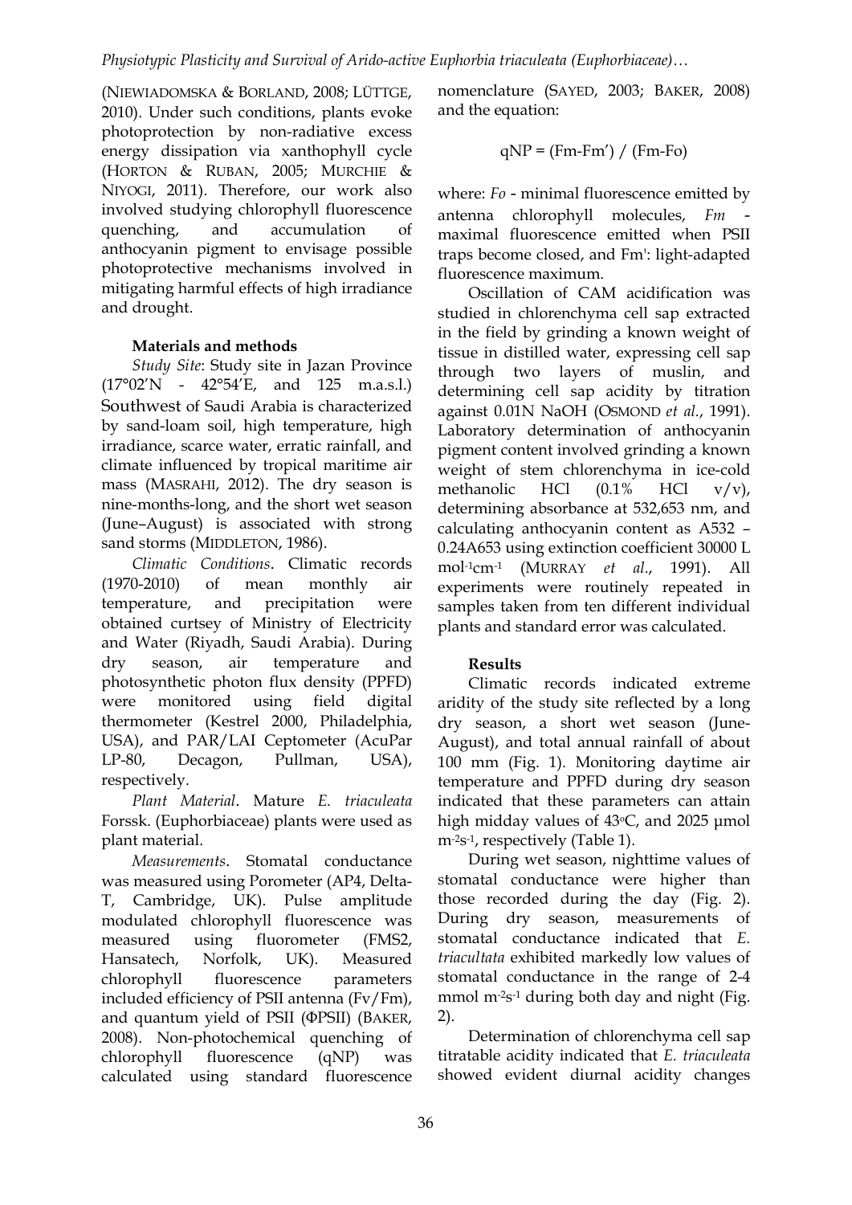(NIEWIADOMSKA & BORLAND, 2008; LÜTTGE, 2010). Under such conditions, plants evoke photoprotection by non-radiative excess energy dissipation via xanthophyll cycle (HORTON & RUBAN, 2005; MURCHIE & NIYOGI, 2011). Therefore, our work also involved studying chlorophyll fluorescence quenching, and accumulation of anthocyanin pigment to envisage possible photoprotective mechanisms involved in mitigating harmful effects of high irradiance and drought.

## Materials and methods

*Study Site*: Study site in Jazan Province (17°02′N - 42°54′E, and 125 m.a.s.l.) Southwest of Saudi Arabia is characterized by sand-loam soil, high temperature, high irradiance, scarce water, erratic rainfall, and climate influenced by tropical maritime air mass (MASRAHI, 2012). The dry season is nine-months-long, and the short wet season (June–August) is associated with strong sand storms (MIDDLETON, 1986).

*Climatic Conditions*. Climatic records (1970-2010) of mean monthly air temperature, and precipitation were obtained curtsey of Ministry of Electricity and Water (Riyadh, Saudi Arabia). During dry season, air temperature and photosynthetic photon flux density (PPFD) were monitored using field digital thermometer (Kestrel 2000, Philadelphia, USA), and PAR/LAI Ceptometer (AcuPar LP-80, Decagon, Pullman, USA), respectively.

*Plant Material*. Mature *E. triaculeata* Forssk. (Euphorbiaceae) plants were used as plant material.

*Measurements*. Stomatal conductance was measured using Porometer (AP4, Delta-T, Cambridge, UK). Pulse amplitude modulated chlorophyll fluorescence was measured using fluorometer (FMS2, Hansatech, Norfolk, UK). Measured chlorophyll fluorescence parameters included efficiency of PSII antenna (Fv/Fm), and quantum yield of PSII (ΦPSII) (BAKER, 2008). Non-photochemical quenching of chlorophyll fluorescence (qNP) was calculated using standard fluorescence nomenclature (SAYED, 2003; BAKER, 2008) and the equation:

$$qNP = (Fm-Fm') / (Fm-Fo)$$

where: *Fo* - minimal fluorescence emitted by antenna chlorophyll molecules, *Fm* - maximal fluorescence emitted when PSII traps become closed, and Fm': light-adapted fluorescence maximum.

Oscillation of CAM acidification was studied in chlorenchyma cell sap extracted in the field by grinding a known weight of tissue in distilled water, expressing cell sap through two layers of muslin, and determining cell sap acidity by titration against 0.01N NaOH (OSMOND *et al.*, 1991). Laboratory determination of anthocyanin pigment content involved grinding a known weight of stem chlorenchyma in ice-cold methanolic HCl (0.1% HCl v/v), determining absorbance at 532,653 nm, and calculating anthocyanin content as A532 – 0.24A653 using extinction coefficient 30000 L $mol^{-1}cm^{-1}$ (MURRAY *et al.*, 1991). All experiments were routinely repeated in samples taken from ten different individual plants and standard error was calculated.

## Results

Climatic records indicated extreme aridity of the study site reflected by a long dry season, a short wet season (June-August), and total annual rainfall of about 100 mm (Fig. 1). Monitoring daytime air temperature and PPFD during dry season indicated that these parameters can attain high midday values of 43°C, and 2025 µmol $m^{-2}s^{-1}$, respectively (Table 1).

During wet season, nighttime values of stomatal conductance were higher than those recorded during the day (Fig. 2). During dry season, measurements of stomatal conductance indicated that *E. triacultata* exhibited markedly low values of stomatal conductance in the range of 2-4 mmol $m^{-2}s^{-1}$ during both day and night (Fig. 2).

Determination of chlorenchyma cell sap titratable acidity indicated that *E. triaculeata* showed evident diurnal acidity changes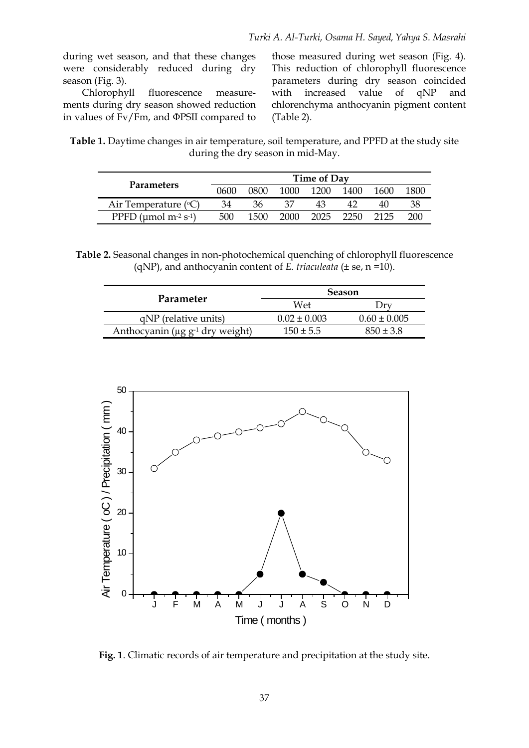during wet season, and that these changes were considerably reduced during dry season (Fig. 3).

Chlorophyll fluorescence measurements during dry season showed reduction in values of Fv/Fm, and ΦPSII compared to those measured during wet season (Fig. 4). This reduction of chlorophyll fluorescence parameters during dry season coincided with increased value of qNP and chlorenchyma anthocyanin pigment content (Table 2).

**Table 1.** Daytime changes in air temperature, soil temperature, and PPFD at the study site during the dry season in mid-May.

| Parameters | Time of Day | | | | | | |
|---|---|---|---|---|---|---|---|
| | 0600 | 0800 | 1000 | 1200 | 1400 | 1600 | 1800 |
| Air Temperature (°C) | 34 | 36 | 37 | 43 | 42 | 40 | 38 |
| PPFD (µmol $m^{-2}$ $s^{-1}$) | 500 | 1500 | 2000 | 2025 | 2250 | 2125 | 200 |

**Table 2.** Seasonal changes in non-photochemical quenching of chlorophyll fluorescence (qNP), and anthocyanin content of *E. triaculeata* (± se, n =10).

| Parameter | Season | |
|---|---|---|
| | Wet | Dry |
| qNP (relative units) | 0.02 ± 0.003 | 0.60 ± 0.005 |
| Anthocyanin (µg $g^{-1}$ dry weight) | 150 ± 5.5 | 850 ± 3.8 |

**Fig. 1**. Climatic records of air temperature and precipitation at the study site.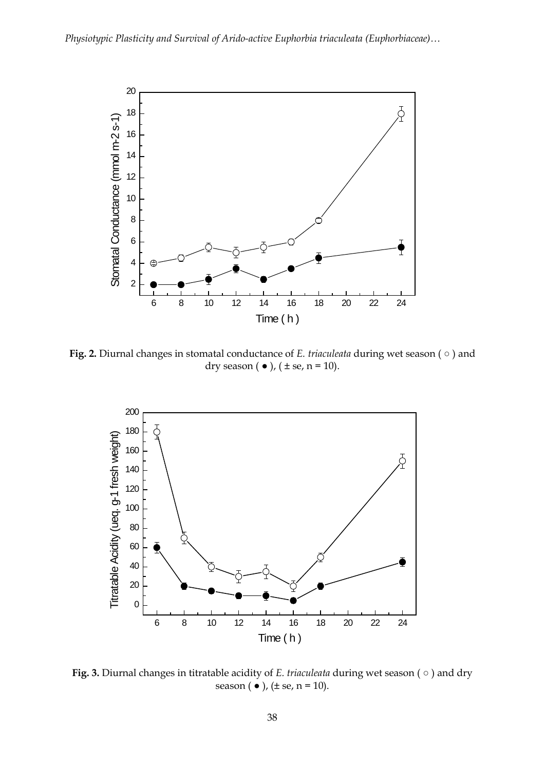**Fig. 2.** Diurnal changes in stomatal conductance of *E. triaculeata* during wet season ( ○ ) and dry season ( ● ), ( ± se, n = 10).

**Fig. 3.** Diurnal changes in titratable acidity of *E. triaculeata* during wet season ( ○ ) and dry season ( ● ), (± se, n = 10).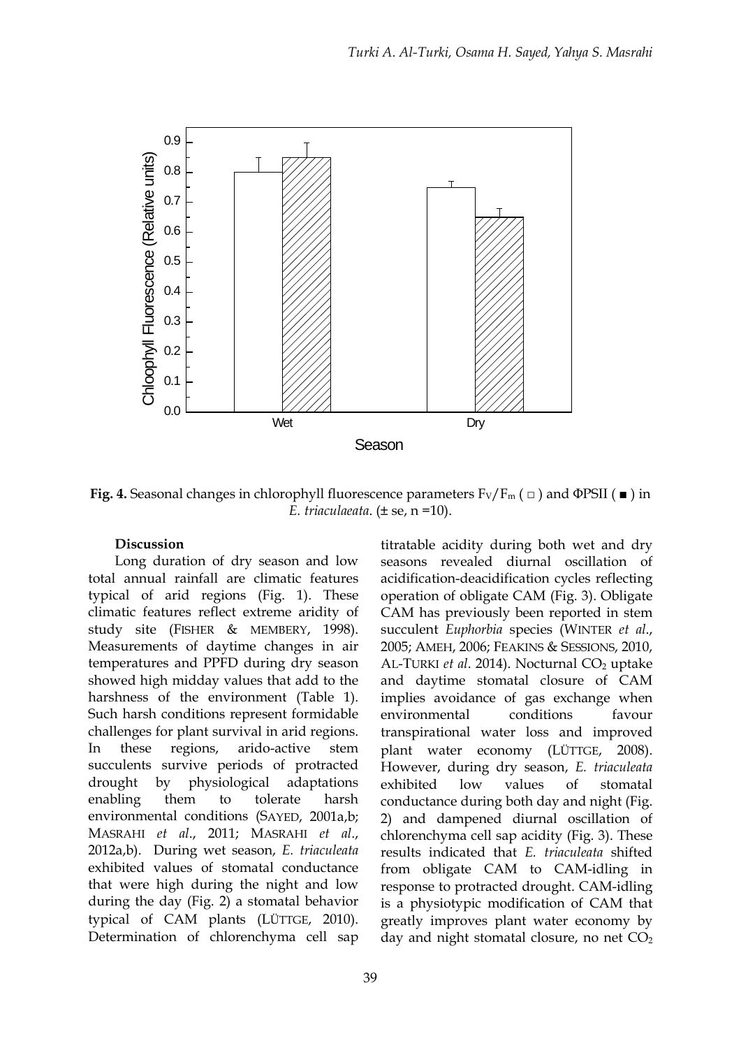**Fig. 4.** Seasonal changes in chlorophyll fluorescence parameters $F_V/F_m$ ( □ ) and ΦPSII ( ■ ) in *E. triaculaeata*. (± se, n =10).

### Discussion

Long duration of dry season and low total annual rainfall are climatic features typical of arid regions (Fig. 1). These climatic features reflect extreme aridity of study site (FISHER & MEMBERY, 1998). Measurements of daytime changes in air temperatures and PPFD during dry season showed high midday values that add to the harshness of the environment (Table 1). Such harsh conditions represent formidable challenges for plant survival in arid regions. In these regions, arido-active stem succulents survive periods of protracted drought by physiological adaptations enabling them to tolerate harsh environmental conditions (SAYED, 2001a,b; MASRAHI *et al*., 2011; MASRAHI *et al*., 2012a,b). During wet season, *E. triaculeata* exhibited values of stomatal conductance that were high during the night and low during the day (Fig. 2) a stomatal behavior typical of CAM plants (LÜTTGE, 2010). Determination of chlorenchyma cell sap titratable acidity during both wet and dry seasons revealed diurnal oscillation of acidification-deacidification cycles reflecting operation of obligate CAM (Fig. 3). Obligate CAM has previously been reported in stem succulent *Euphorbia* species (WINTER *et al*., 2005; AMEH, 2006; FEAKINS & SESSIONS, 2010, AL-TURKI *et al*. 2014). Nocturnal $CO_2$ uptake and daytime stomatal closure of CAM implies avoidance of gas exchange when environmental conditions favour transpirational water loss and improved plant water economy (LÜTTGE, 2008). However, during dry season, *E. triaculeata* exhibited low values of stomatal conductance during both day and night (Fig. 2) and dampened diurnal oscillation of chlorenchyma cell sap acidity (Fig. 3). These results indicated that *E. triaculeata* shifted from obligate CAM to CAM-idling in response to protracted drought. CAM-idling is a physiotypic modification of CAM that greatly improves plant water economy by day and night stomatal closure, no net $CO_2$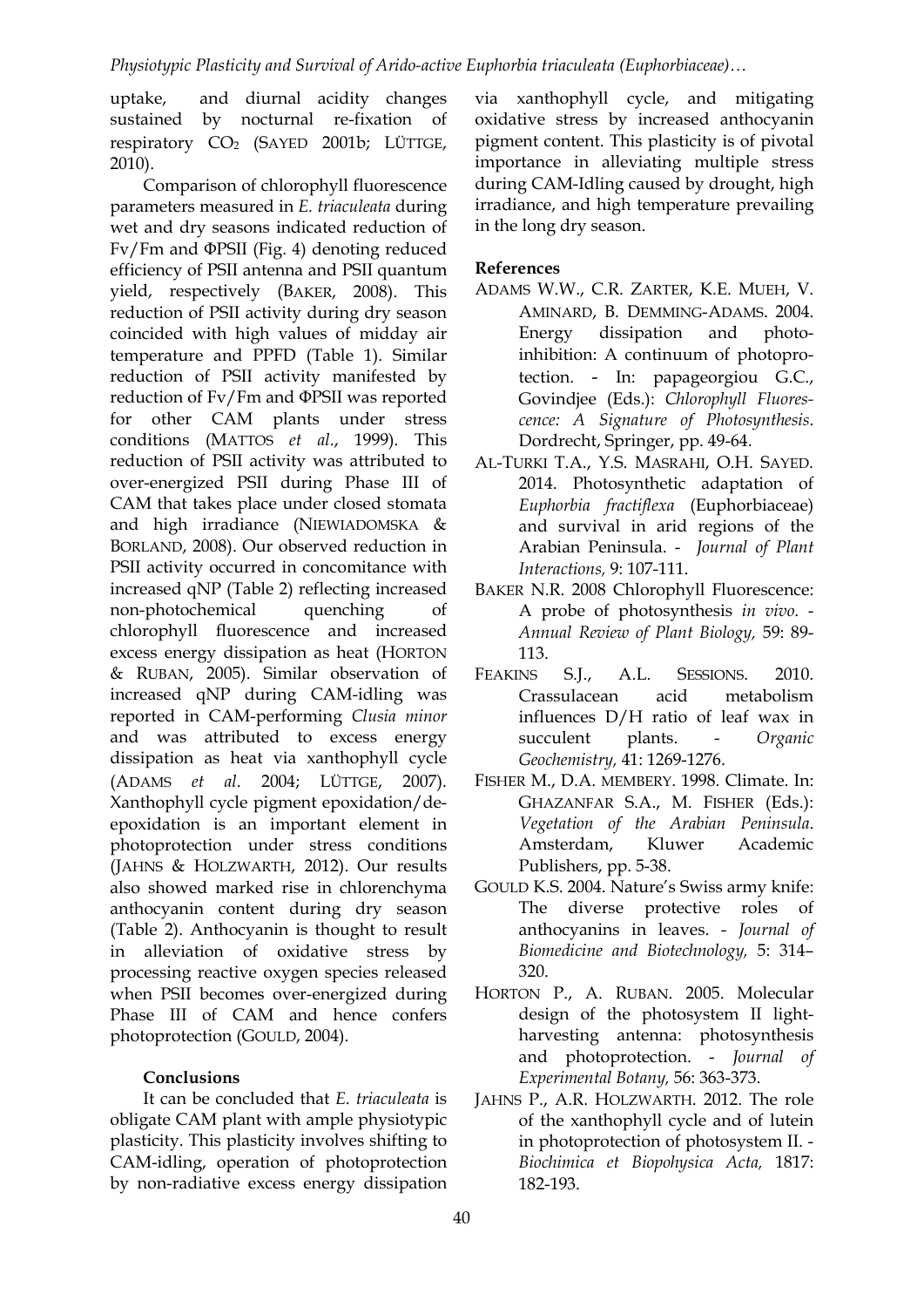uptake, and diurnal acidity changes sustained by nocturnal re-fixation of respiratory $CO_2$ (SAYED 2001b; LÜTTGE, 2010).

Comparison of chlorophyll fluorescence parameters measured in *E. triaculeata* during wet and dry seasons indicated reduction of Fv/Fm and ΦPSII (Fig. 4) denoting reduced efficiency of PSII antenna and PSII quantum yield, respectively (BAKER, 2008). This reduction of PSII activity during dry season coincided with high values of midday air temperature and PPFD (Table 1). Similar reduction of PSII activity manifested by reduction of Fv/Fm and ΦPSII was reported for other CAM plants under stress conditions (MATTOS *et al*., 1999). This reduction of PSII activity was attributed to over-energized PSII during Phase III of CAM that takes place under closed stomata and high irradiance (NIEWIADOMSKA & BORLAND, 2008). Our observed reduction in PSII activity occurred in concomitance with increased qNP (Table 2) reflecting increased non-photochemical quenching of chlorophyll fluorescence and increased excess energy dissipation as heat (HORTON & RUBAN, 2005). Similar observation of increased qNP during CAM-idling was reported in CAM-performing *Clusia minor* and was attributed to excess energy dissipation as heat via xanthophyll cycle (ADAMS *et al*. 2004; LÜTTGE, 2007). Xanthophyll cycle pigment epoxidation/de-epoxidation is an important element in photoprotection under stress conditions (JAHNS & HOLZWARTH, 2012). Our results also showed marked rise in chlorenchyma anthocyanin content during dry season (Table 2). Anthocyanin is thought to result in alleviation of oxidative stress by processing reactive oxygen species released when PSII becomes over-energized during Phase III of CAM and hence confers photoprotection (GOULD, 2004).

## Conclusions

It can be concluded that *E. triaculeata* is obligate CAM plant with ample physiotypic plasticity. This plasticity involves shifting to CAM-idling, operation of photoprotection by non-radiative excess energy dissipation via xanthophyll cycle, and mitigating oxidative stress by increased anthocyanin pigment content. This plasticity is of pivotal importance in alleviating multiple stress during CAM-Idling caused by drought, high irradiance, and high temperature prevailing in the long dry season.

## References

ADAMS W.W., C.R. ZARTER, K.E. MUEH, V. AMINARD, B. DEMMING-ADAMS. 2004. Energy dissipation and photoinhibition: A continuum of photoprotection. - In: papageorgiou G.C., Govindjee (Eds.): *Chlorophyll Fluorescence: A Signature of Photosynthesis*. Dordrecht, Springer, pp. 49-64.

AL-TURKI T.A., Y.S. MASRAHI, O.H. SAYED. 2014. Photosynthetic adaptation of *Euphorbia fractiflexa* (Euphorbiaceae) and survival in arid regions of the Arabian Peninsula. - *Journal of Plant Interactions,* 9: 107-111.

BAKER N.R. 2008 Chlorophyll Fluorescence: A probe of photosynthesis *in vivo*. - *Annual Review of Plant Biology,* 59: 89-113.

FEAKINS S.J., A.L. SESSIONS. 2010. Crassulacean acid metabolism influences D/H ratio of leaf wax in succulent plants. - *Organic Geochemistry,* 41: 1269-1276.

FISHER M., D.A. MEMBERY. 1998. Climate. In: GHAZANFAR S.A., M. FISHER (Eds.): *Vegetation of the Arabian Peninsula*. Amsterdam, Kluwer Academic Publishers, pp. 5-38.

GOULD K.S. 2004. Nature's Swiss army knife: The diverse protective roles of anthocyanins in leaves. - *Journal of Biomedicine and Biotechnology,* 5: 314–320.

HORTON P., A. RUBAN. 2005. Molecular design of the photosystem II light-harvesting antenna: photosynthesis and photoprotection. - *Journal of Experimental Botany,* 56: 363-373.

JAHNS P., A.R. HOLZWARTH. 2012. The role of the xanthophyll cycle and of lutein in photoprotection of photosystem II. - *Biochimica et Biopohysica Acta,* 1817: 182-193.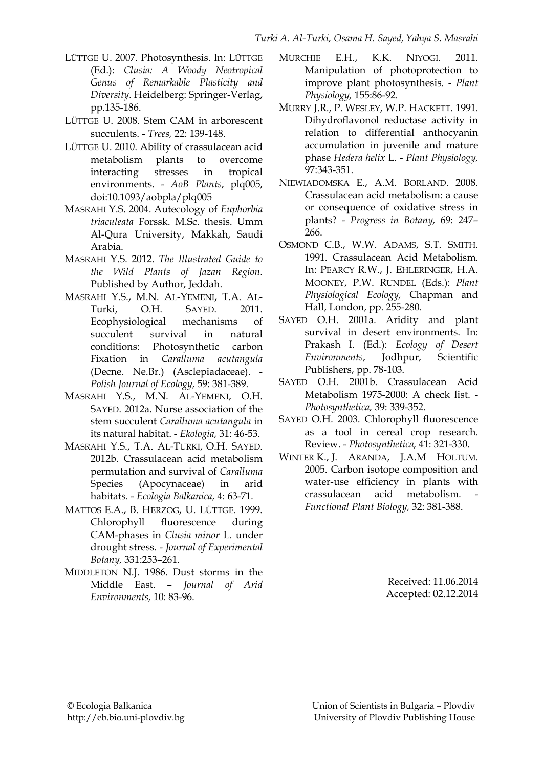LÜTTGE U. 2007. Photosynthesis. In: LÜTTGE (Ed.): *Clusia: A Woody Neotropical Genus of Remarkable Plasticity and Diversity*. Heidelberg: Springer-Verlag, pp.135-186.

LÜTTGE U. 2008. Stem CAM in arborescent succulents. - *Trees,* 22: 139-148.

LÜTTGE U. 2010. Ability of crassulacean acid metabolism plants to overcome interacting stresses in tropical environments. - *AoB Plants*, plq005, doi:10.1093/aobpla/plq005

MASRAHI Y.S. 2004. Autecology of *Euphorbia triaculeata* Forssk. M.Sc. thesis. Umm Al-Qura University, Makkah, Saudi Arabia.

MASRAHI Y.S. 2012. *The Illustrated Guide to the Wild Plants of Jazan Region*. Published by Author, Jeddah.

MASRAHI Y.S., M.N. AL-YEMENI, T.A. AL-Turki, O.H. SAYED. 2011. Ecophysiological mechanisms of succulent survival in natural conditions: Photosynthetic carbon Fixation in *Caralluma acutangula* (Decne. Ne.Br.) (Asclepiadaceae). - *Polish Journal of Ecology,* 59: 381-389.

MASRAHI Y.S., M.N. AL-YEMENI, O.H. SAYED. 2012a. Nurse association of the stem succulent *Caralluma acutangula* in its natural habitat. - *Ekologia,* 31: 46-53.

MASRAHI Y.S., T.A. AL-TURKI, O.H. SAYED. 2012b. Crassulacean acid metabolism permutation and survival of *Caralluma* Species (Apocynaceae) in arid habitats. - *Ecologia Balkanica,* 4: 63-71.

MATTOS E.A., B. HERZOG, U. LÜTTGE. 1999. Chlorophyll fluorescence during CAM-phases in *Clusia minor* L. under drought stress. - *Journal of Experimental Botany,* 331:253–261.

MIDDLETON N.J. 1986. Dust storms in the Middle East. – *Journal of Arid Environments,* 10: 83-96.

MURCHIE E.H., K.K. NIYOGI. 2011. Manipulation of photoprotection to improve plant photosynthesis. - *Plant Physiology,* 155:86-92.

MURRY J.R., P. WESLEY, W.P. HACKETT. 1991. Dihydroflavonol reductase activity in relation to differential anthocyanin accumulation in juvenile and mature phase *Hedera helix* L. - *Plant Physiology,* 97:343-351.

NIEWIADOMSKA E., A.M. BORLAND. 2008. Crassulacean acid metabolism: a cause or consequence of oxidative stress in plants? - *Progress in Botany,* 69: 247–266.

OSMOND C.B., W.W. ADAMS, S.T. SMITH. 1991. Crassulacean Acid Metabolism. In: PEARCY R.W., J. EHLERINGER, H.A. MOONEY, P.W. RUNDEL (Eds.): *Plant Physiological Ecology,* Chapman and Hall, London, pp. 255-280.

SAYED O.H. 2001a. Aridity and plant survival in desert environments. In: Prakash I. (Ed.): *Ecology of Desert Environments*, Jodhpur, Scientific Publishers, pp. 78-103.

SAYED O.H. 2001b. Crassulacean Acid Metabolism 1975-2000: A check list. - *Photosynthetica,* 39: 339-352.

SAYED O.H. 2003. Chlorophyll fluorescence as a tool in cereal crop research. Review. - *Photosynthetica,* 41: 321-330.

WINTER K., J. ARANDA, J.A.M HOLTUM. 2005. Carbon isotope composition and water-use efficiency in plants with crassulacean acid metabolism. - *Functional Plant Biology,* 32: 381-388.

Received: 11.06.2014
Accepted: 02.12.2014